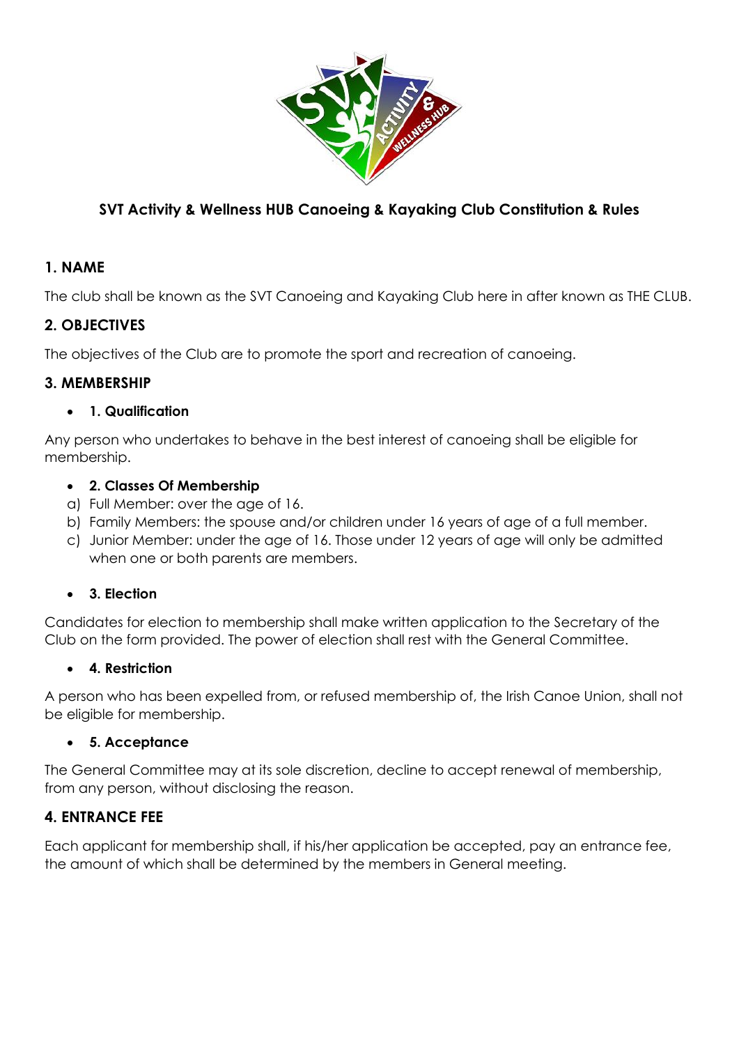# SVT Activity & Wellness HUB Canoeing & Kayaking Club Constitution & Rules

## 1. NAME

The club shall be known as the SVT Canoeing and Kayaking Club here in after known as THE CLUB.

## 2. OBJECTIVES

The objectives of the Club are to promote the sport and recreation of canoeing.

## 3. MEMBERSHIP

- **1. Qualification**

Any person who undertakes to behave in the best interest of canoeing shall be eligible for membership.

- **2. Classes Of Membership**

a) Full Member: over the age of 16.
b) Family Members: the spouse and/or children under 16 years of age of a full member.
c) Junior Member: under the age of 16. Those under 12 years of age will only be admitted when one or both parents are members.

- **3. Election**

Candidates for election to membership shall make written application to the Secretary of the Club on the form provided. The power of election shall rest with the General Committee.

- **4. Restriction**

A person who has been expelled from, or refused membership of, the Irish Canoe Union, shall not be eligible for membership.

- **5. Acceptance**

The General Committee may at its sole discretion, decline to accept renewal of membership, from any person, without disclosing the reason.

## 4. ENTRANCE FEE

Each applicant for membership shall, if his/her application be accepted, pay an entrance fee, the amount of which shall be determined by the members in General meeting.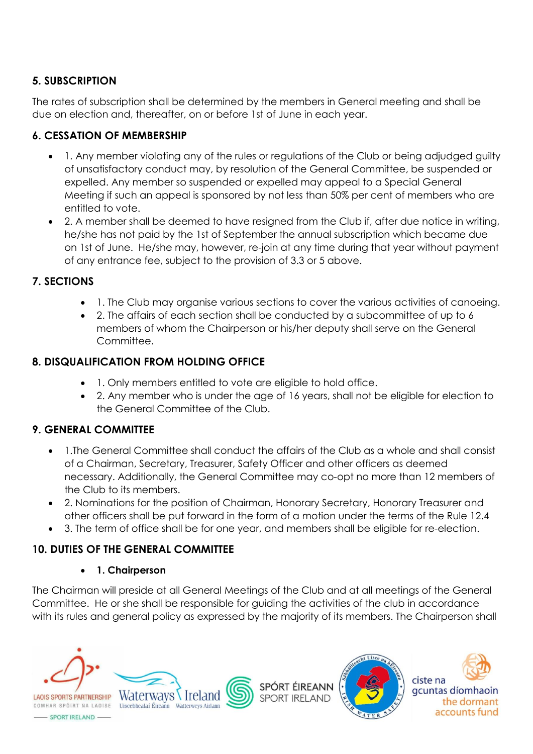## 5. SUBSCRIPTION

The rates of subscription shall be determined by the members in General meeting and shall be due on election and, thereafter, on or before 1st of June in each year.

## 6. CESSATION OF MEMBERSHIP

- 1. Any member violating any of the rules or regulations of the Club or being adjudged guilty of unsatisfactory conduct may, by resolution of the General Committee, be suspended or expelled. Any member so suspended or expelled may appeal to a Special General Meeting if such an appeal is sponsored by not less than 50% per cent of members who are entitled to vote.
- 2. A member shall be deemed to have resigned from the Club if, after due notice in writing, he/she has not paid by the 1st of September the annual subscription which became due on 1st of June. He/she may, however, re-join at any time during that year without payment of any entrance fee, subject to the provision of 3.3 or 5 above.

## 7. SECTIONS

- 1. The Club may organise various sections to cover the various activities of canoeing.
- 2. The affairs of each section shall be conducted by a subcommittee of up to 6 members of whom the Chairperson or his/her deputy shall serve on the General Committee.

## 8. DISQUALIFICATION FROM HOLDING OFFICE

- 1. Only members entitled to vote are eligible to hold office.
- 2. Any member who is under the age of 16 years, shall not be eligible for election to the General Committee of the Club.

## 9. GENERAL COMMITTEE

- 1.The General Committee shall conduct the affairs of the Club as a whole and shall consist of a Chairman, Secretary, Treasurer, Safety Officer and other officers as deemed necessary. Additionally, the General Committee may co-opt no more than 12 members of the Club to its members.
- 2. Nominations for the position of Chairman, Honorary Secretary, Honorary Treasurer and other officers shall be put forward in the form of a motion under the terms of the Rule 12.4
- 3. The term of office shall be for one year, and members shall be eligible for re-election.

## 10. DUTIES OF THE GENERAL COMMITTEE

- **1. Chairperson**

The Chairman will preside at all General Meetings of the Club and at all meetings of the General Committee. He or she shall be responsible for guiding the activities of the club in accordance with its rules and general policy as expressed by the majority of its members. The Chairperson shall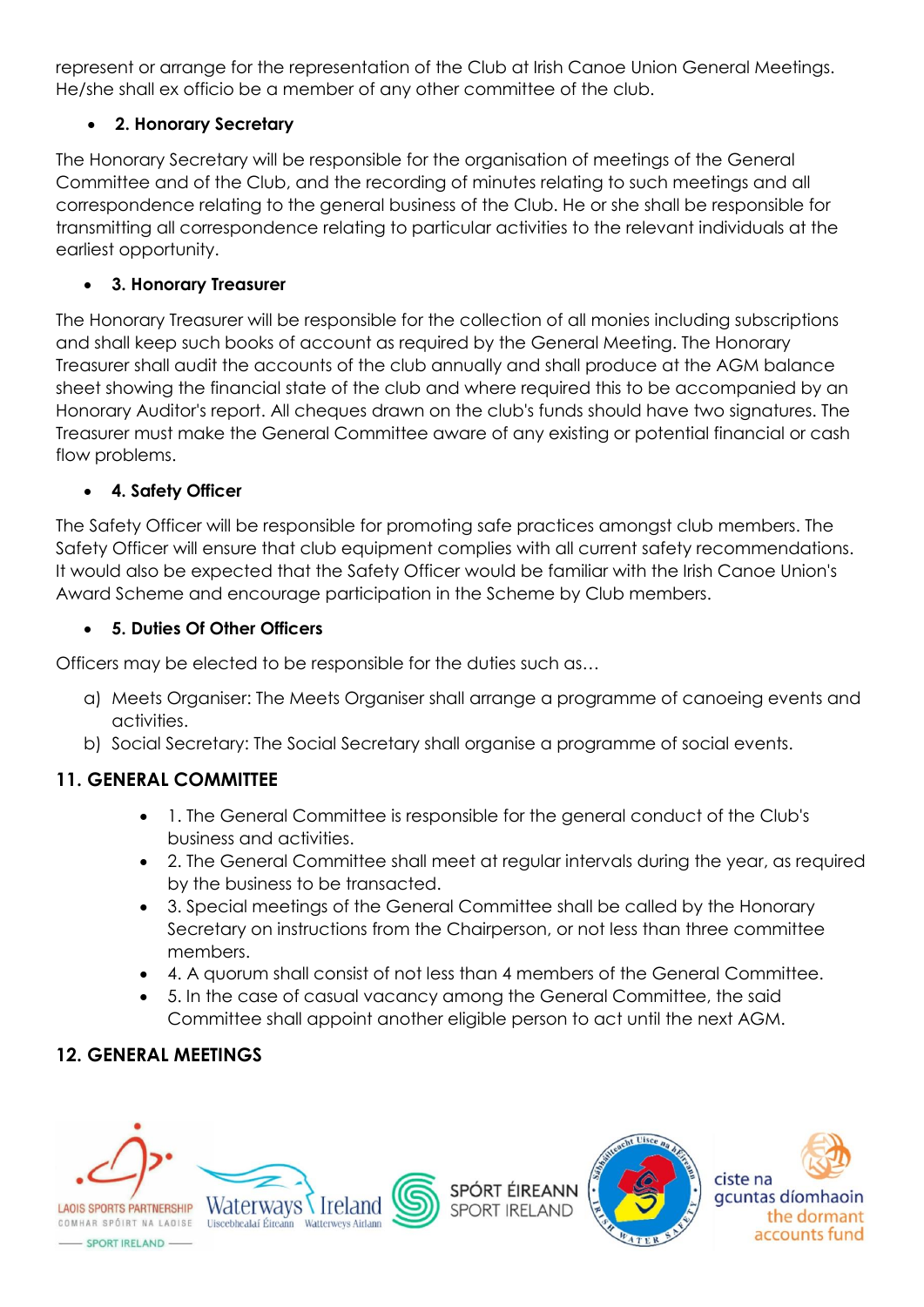represent or arrange for the representation of the Club at Irish Canoe Union General Meetings. He/she shall ex officio be a member of any other committee of the club.

- **2. Honorary Secretary**

The Honorary Secretary will be responsible for the organisation of meetings of the General Committee and of the Club, and the recording of minutes relating to such meetings and all correspondence relating to the general business of the Club. He or she shall be responsible for transmitting all correspondence relating to particular activities to the relevant individuals at the earliest opportunity.

- **3. Honorary Treasurer**

The Honorary Treasurer will be responsible for the collection of all monies including subscriptions and shall keep such books of account as required by the General Meeting. The Honorary Treasurer shall audit the accounts of the club annually and shall produce at the AGM balance sheet showing the financial state of the club and where required this to be accompanied by an Honorary Auditor's report. All cheques drawn on the club's funds should have two signatures. The Treasurer must make the General Committee aware of any existing or potential financial or cash flow problems.

- **4. Safety Officer**

The Safety Officer will be responsible for promoting safe practices amongst club members. The Safety Officer will ensure that club equipment complies with all current safety recommendations. It would also be expected that the Safety Officer would be familiar with the Irish Canoe Union's Award Scheme and encourage participation in the Scheme by Club members.

- **5. Duties Of Other Officers**

Officers may be elected to be responsible for the duties such as…

a) Meets Organiser: The Meets Organiser shall arrange a programme of canoeing events and activities.
b) Social Secretary: The Social Secretary shall organise a programme of social events.

## 11. GENERAL COMMITTEE

- 1. The General Committee is responsible for the general conduct of the Club's business and activities.
- 2. The General Committee shall meet at regular intervals during the year, as required by the business to be transacted.
- 3. Special meetings of the General Committee shall be called by the Honorary Secretary on instructions from the Chairperson, or not less than three committee members.
- 4. A quorum shall consist of not less than 4 members of the General Committee.
- 5. In the case of casual vacancy among the General Committee, the said Committee shall appoint another eligible person to act until the next AGM.

## 12. GENERAL MEETINGS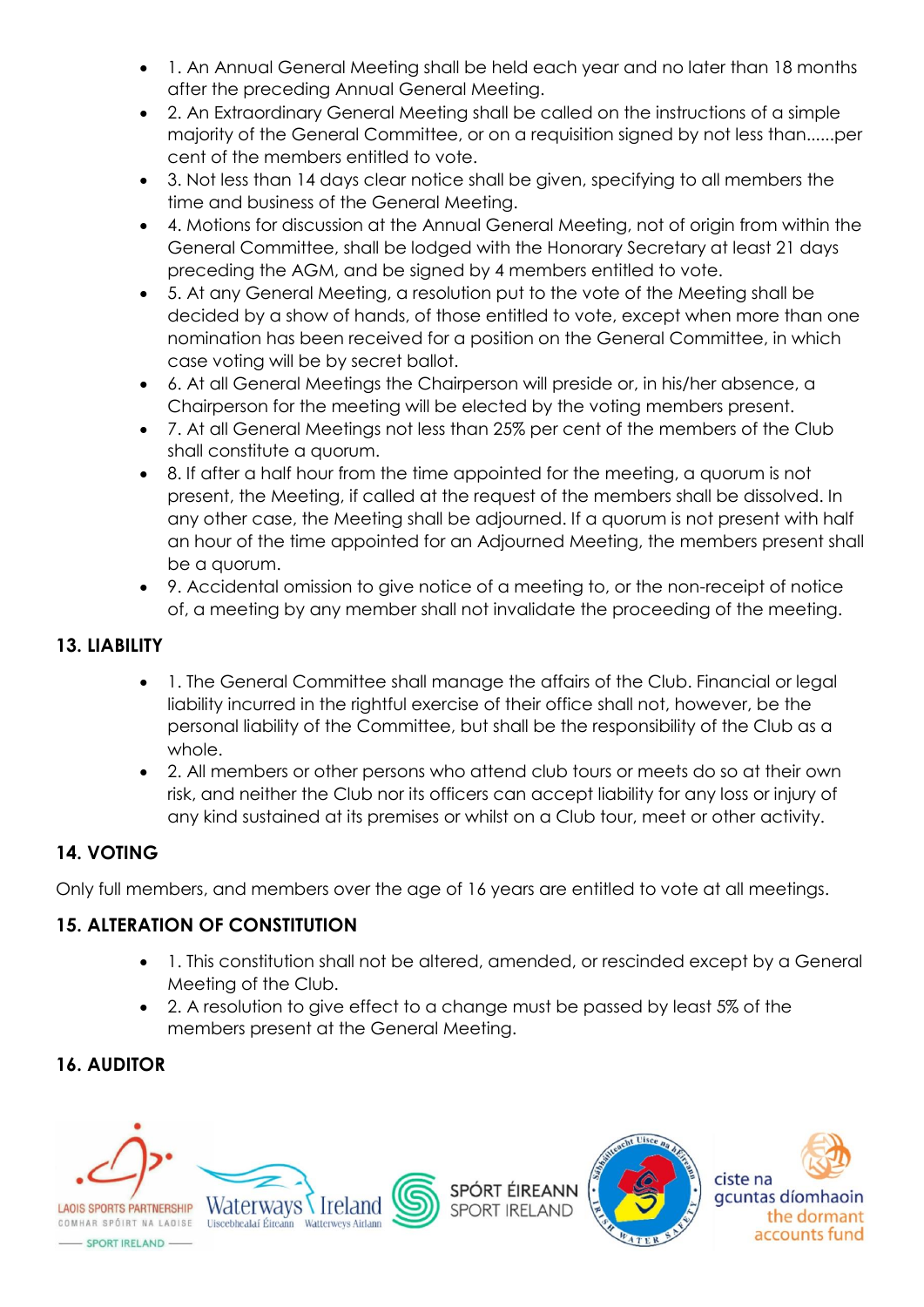- 1. An Annual General Meeting shall be held each year and no later than 18 months after the preceding Annual General Meeting.
- 2. An Extraordinary General Meeting shall be called on the instructions of a simple majority of the General Committee, or on a requisition signed by not less than......per cent of the members entitled to vote.
- 3. Not less than 14 days clear notice shall be given, specifying to all members the time and business of the General Meeting.
- 4. Motions for discussion at the Annual General Meeting, not of origin from within the General Committee, shall be lodged with the Honorary Secretary at least 21 days preceding the AGM, and be signed by 4 members entitled to vote.
- 5. At any General Meeting, a resolution put to the vote of the Meeting shall be decided by a show of hands, of those entitled to vote, except when more than one nomination has been received for a position on the General Committee, in which case voting will be by secret ballot.
- 6. At all General Meetings the Chairperson will preside or, in his/her absence, a Chairperson for the meeting will be elected by the voting members present.
- 7. At all General Meetings not less than 25% per cent of the members of the Club shall constitute a quorum.
- 8. If after a half hour from the time appointed for the meeting, a quorum is not present, the Meeting, if called at the request of the members shall be dissolved. In any other case, the Meeting shall be adjourned. If a quorum is not present with half an hour of the time appointed for an Adjourned Meeting, the members present shall be a quorum.
- 9. Accidental omission to give notice of a meeting to, or the non-receipt of notice of, a meeting by any member shall not invalidate the proceeding of the meeting.

## 13. LIABILITY

- 1. The General Committee shall manage the affairs of the Club. Financial or legal liability incurred in the rightful exercise of their office shall not, however, be the personal liability of the Committee, but shall be the responsibility of the Club as a whole.
- 2. All members or other persons who attend club tours or meets do so at their own risk, and neither the Club nor its officers can accept liability for any loss or injury of any kind sustained at its premises or whilst on a Club tour, meet or other activity.

## 14. VOTING

Only full members, and members over the age of 16 years are entitled to vote at all meetings.

## 15. ALTERATION OF CONSTITUTION

- 1. This constitution shall not be altered, amended, or rescinded except by a General Meeting of the Club.
- 2. A resolution to give effect to a change must be passed by least 5% of the members present at the General Meeting.

## 16. AUDITOR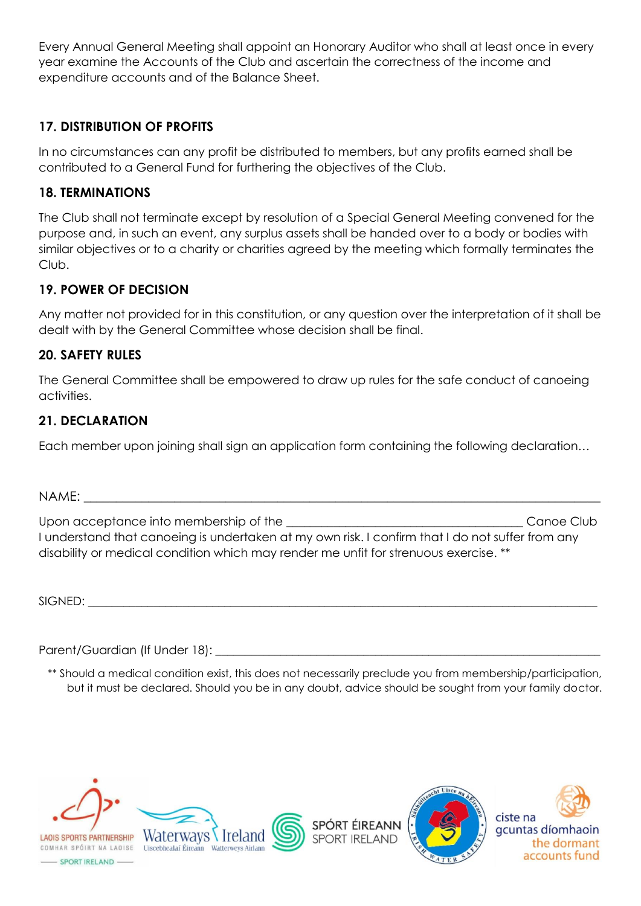Every Annual General Meeting shall appoint an Honorary Auditor who shall at least once in every year examine the Accounts of the Club and ascertain the correctness of the income and expenditure accounts and of the Balance Sheet.

## 17. DISTRIBUTION OF PROFITS

In no circumstances can any profit be distributed to members, but any profits earned shall be contributed to a General Fund for furthering the objectives of the Club.

## 18. TERMINATIONS

The Club shall not terminate except by resolution of a Special General Meeting convened for the purpose and, in such an event, any surplus assets shall be handed over to a body or bodies with similar objectives or to a charity or charities agreed by the meeting which formally terminates the Club.

## 19. POWER OF DECISION

Any matter not provided for in this constitution, or any question over the interpretation of it shall be dealt with by the General Committee whose decision shall be final.

## 20. SAFETY RULES

The General Committee shall be empowered to draw up rules for the safe conduct of canoeing activities.

## 21. DECLARATION

Each member upon joining shall sign an application form containing the following declaration…

NAME: ____________________________________________________________

Upon acceptance into membership of the ______________________________ Canoe Club I understand that canoeing is undertaken at my own risk. I confirm that I do not suffer from any disability or medical condition which may render me unfit for strenuous exercise. **

SIGNED: ____________________________________________________________

Parent/Guardian (If Under 18): _______________________________________________

** Should a medical condition exist, this does not necessarily preclude you from membership/participation, but it must be declared. Should you be in any doubt, advice should be sought from your family doctor.

LAOIS SPORTS PARTNERSHIP COMHAR SPÓIRT NA LAOISE SPORT IRELAND

Waterways Ireland Uiscebhealaí Éireann Watterweys Airlann

SPÓRT ÉIREANN SPORT IRELAND

Sábháilteacht Uisce na hÉireann IRISH WATER SAFETY

ciste na gcuntas díomhaoin the dormant accounts fund